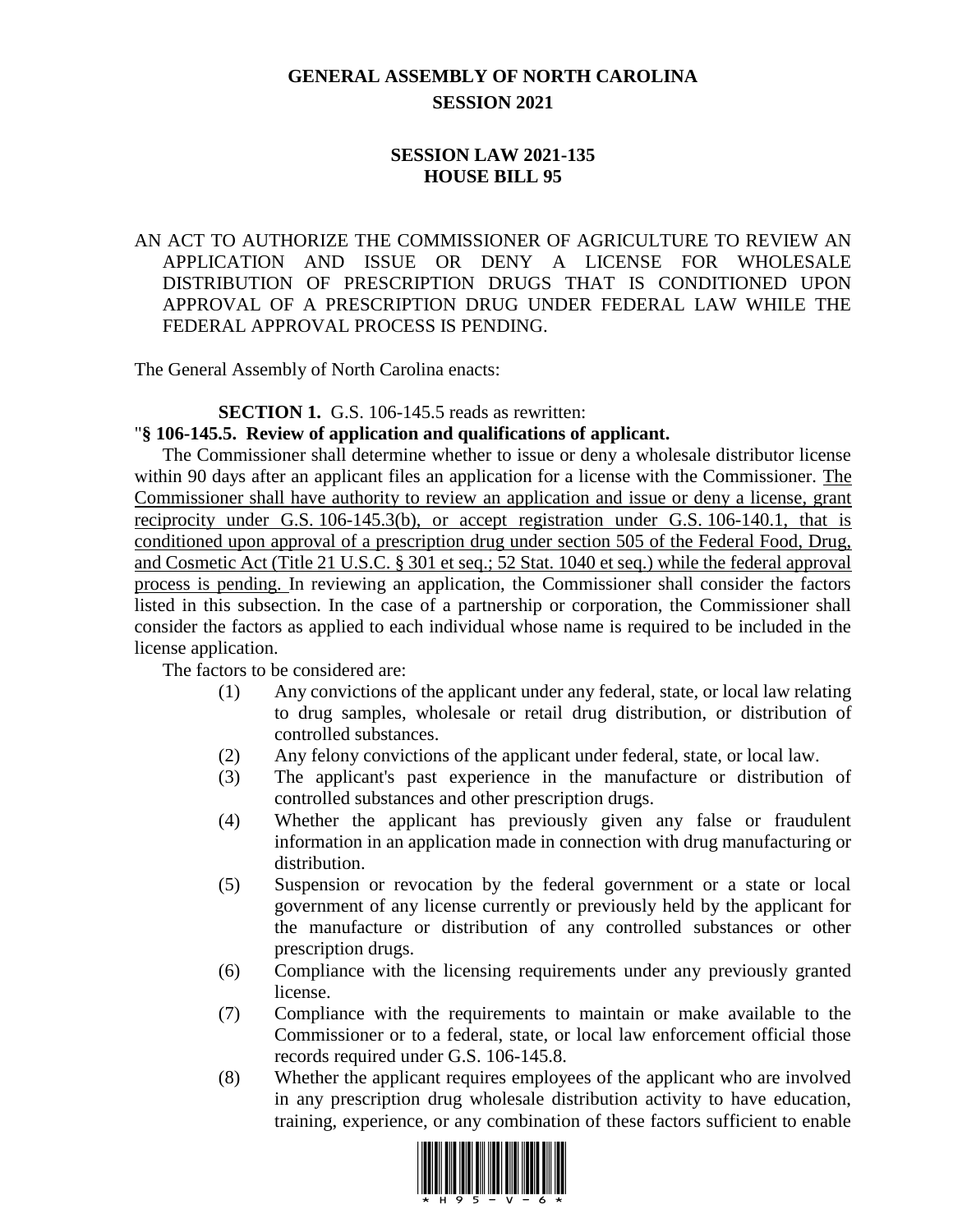# GENERAL ASSEMBLY OF NORTH CAROLINA
## SESSION 2021

## SESSION LAW 2021-135
## HOUSE BILL 95

AN ACT TO AUTHORIZE THE COMMISSIONER OF AGRICULTURE TO REVIEW AN APPLICATION AND ISSUE OR DENY A LICENSE FOR WHOLESALE DISTRIBUTION OF PRESCRIPTION DRUGS THAT IS CONDITIONED UPON APPROVAL OF A PRESCRIPTION DRUG UNDER FEDERAL LAW WHILE THE FEDERAL APPROVAL PROCESS IS PENDING.

The General Assembly of North Carolina enacts:

**SECTION 1.** G.S. 106-145.5 reads as rewritten:

"**§ 106-145.5. Review of application and qualifications of applicant.**

The Commissioner shall determine whether to issue or deny a wholesale distributor license within 90 days after an applicant files an application for a license with the Commissioner. <u>The Commissioner shall have authority to review an application and issue or deny a license, grant reciprocity under G.S. 106-145.3(b), or accept registration under G.S. 106-140.1, that is conditioned upon approval of a prescription drug under section 505 of the Federal Food, Drug, and Cosmetic Act (Title 21 U.S.C. § 301 et seq.; 52 Stat. 1040 et seq.) while the federal approval process is pending.</u> In reviewing an application, the Commissioner shall consider the factors listed in this subsection. In the case of a partnership or corporation, the Commissioner shall consider the factors as applied to each individual whose name is required to be included in the license application.

The factors to be considered are:

(1) Any convictions of the applicant under any federal, state, or local law relating to drug samples, wholesale or retail drug distribution, or distribution of controlled substances.

(2) Any felony convictions of the applicant under federal, state, or local law.

(3) The applicant's past experience in the manufacture or distribution of controlled substances and other prescription drugs.

(4) Whether the applicant has previously given any false or fraudulent information in an application made in connection with drug manufacturing or distribution.

(5) Suspension or revocation by the federal government or a state or local government of any license currently or previously held by the applicant for the manufacture or distribution of any controlled substances or other prescription drugs.

(6) Compliance with the licensing requirements under any previously granted license.

(7) Compliance with the requirements to maintain or make available to the Commissioner or to a federal, state, or local law enforcement official those records required under G.S. 106-145.8.

(8) Whether the applicant requires employees of the applicant who are involved in any prescription drug wholesale distribution activity to have education, training, experience, or any combination of these factors sufficient to enable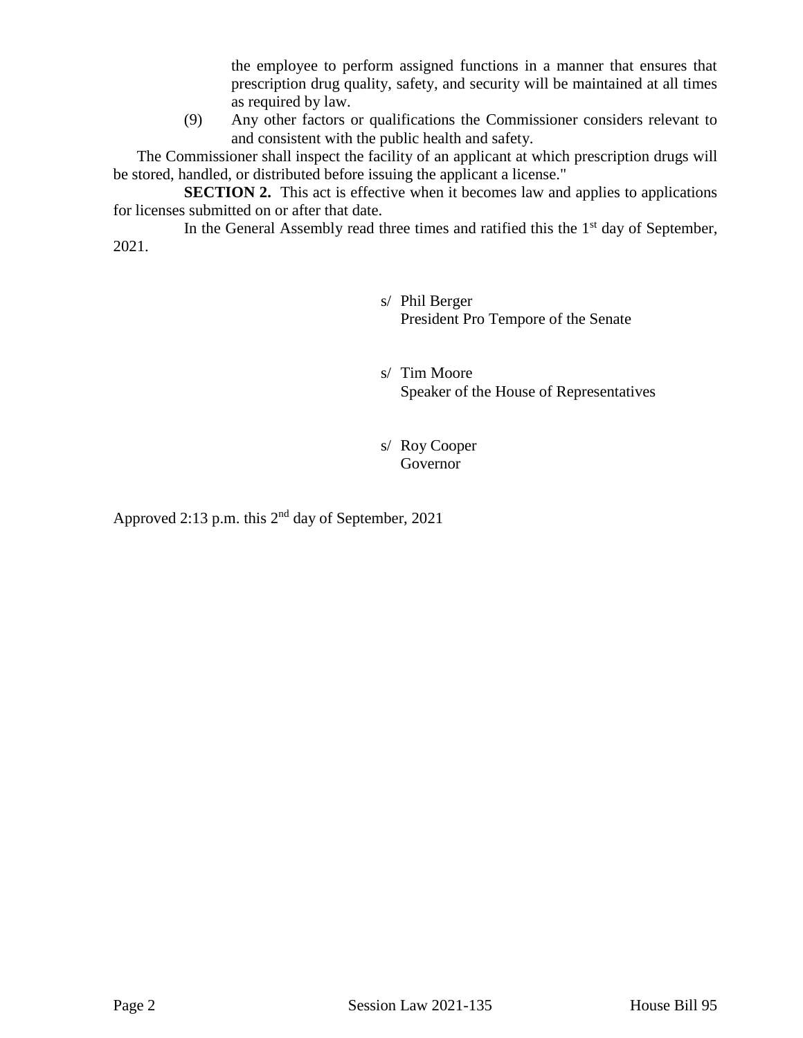the employee to perform assigned functions in a manner that ensures that prescription drug quality, safety, and security will be maintained at all times as required by law.

(9) Any other factors or qualifications the Commissioner considers relevant to and consistent with the public health and safety.

The Commissioner shall inspect the facility of an applicant at which prescription drugs will be stored, handled, or distributed before issuing the applicant a license."

**SECTION 2.** This act is effective when it becomes law and applies to applications for licenses submitted on or after that date.

In the General Assembly read three times and ratified this the 1st day of September, 2021.

s/ Phil Berger
President Pro Tempore of the Senate

s/ Tim Moore
Speaker of the House of Representatives

s/ Roy Cooper
Governor

Approved 2:13 p.m. this 2nd day of September, 2021